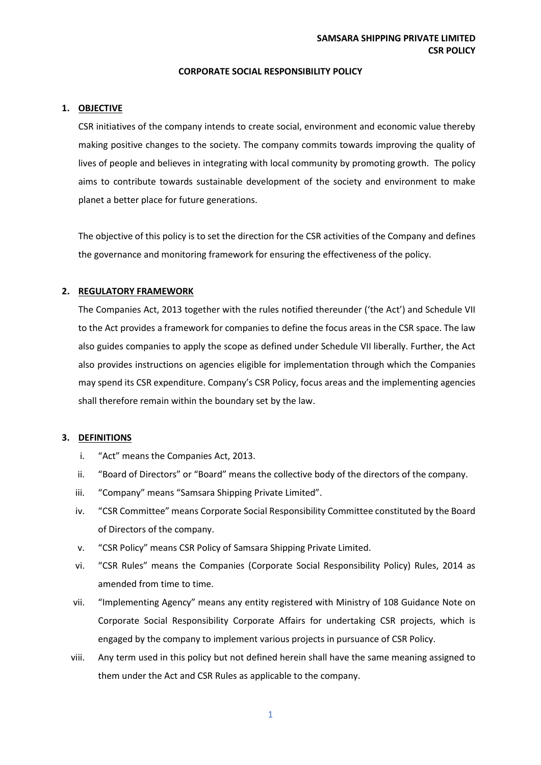**SAMSARA SHIPPING PRIVATE LIMITED**
**CSR POLICY**

# CORPORATE SOCIAL RESPONSIBILITY POLICY

## 1. OBJECTIVE

CSR initiatives of the company intends to create social, environment and economic value thereby making positive changes to the society. The company commits towards improving the quality of lives of people and believes in integrating with local community by promoting growth. The policy aims to contribute towards sustainable development of the society and environment to make planet a better place for future generations.

The objective of this policy is to set the direction for the CSR activities of the Company and defines the governance and monitoring framework for ensuring the effectiveness of the policy.

## 2. REGULATORY FRAMEWORK

The Companies Act, 2013 together with the rules notified thereunder ('the Act') and Schedule VII to the Act provides a framework for companies to define the focus areas in the CSR space. The law also guides companies to apply the scope as defined under Schedule VII liberally. Further, the Act also provides instructions on agencies eligible for implementation through which the Companies may spend its CSR expenditure. Company's CSR Policy, focus areas and the implementing agencies shall therefore remain within the boundary set by the law.

## 3. DEFINITIONS

i. "Act" means the Companies Act, 2013.

ii. "Board of Directors" or "Board" means the collective body of the directors of the company.

iii. "Company" means "Samsara Shipping Private Limited".

iv. "CSR Committee" means Corporate Social Responsibility Committee constituted by the Board of Directors of the company.

v. "CSR Policy" means CSR Policy of Samsara Shipping Private Limited.

vi. "CSR Rules" means the Companies (Corporate Social Responsibility Policy) Rules, 2014 as amended from time to time.

vii. "Implementing Agency" means any entity registered with Ministry of 108 Guidance Note on Corporate Social Responsibility Corporate Affairs for undertaking CSR projects, which is engaged by the company to implement various projects in pursuance of CSR Policy.

viii. Any term used in this policy but not defined herein shall have the same meaning assigned to them under the Act and CSR Rules as applicable to the company.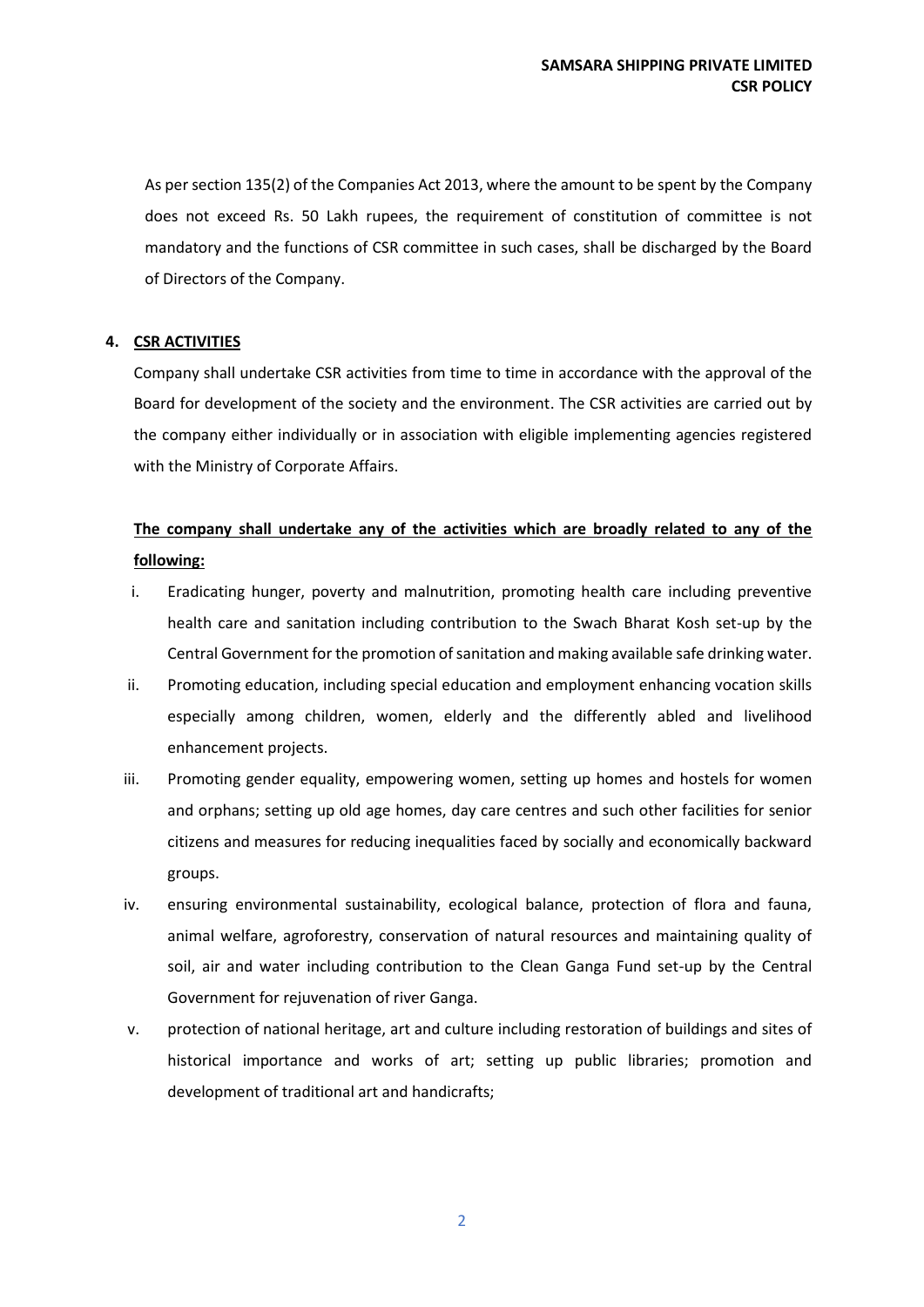As per section 135(2) of the Companies Act 2013, where the amount to be spent by the Company does not exceed Rs. 50 Lakh rupees, the requirement of constitution of committee is not mandatory and the functions of CSR committee in such cases, shall be discharged by the Board of Directors of the Company.

## 4. CSR ACTIVITIES

Company shall undertake CSR activities from time to time in accordance with the approval of the Board for development of the society and the environment. The CSR activities are carried out by the company either individually or in association with eligible implementing agencies registered with the Ministry of Corporate Affairs.

**The company shall undertake any of the activities which are broadly related to any of the following:**

i. Eradicating hunger, poverty and malnutrition, promoting health care including preventive health care and sanitation including contribution to the Swach Bharat Kosh set-up by the Central Government for the promotion of sanitation and making available safe drinking water.

ii. Promoting education, including special education and employment enhancing vocation skills especially among children, women, elderly and the differently abled and livelihood enhancement projects.

iii. Promoting gender equality, empowering women, setting up homes and hostels for women and orphans; setting up old age homes, day care centres and such other facilities for senior citizens and measures for reducing inequalities faced by socially and economically backward groups.

iv. ensuring environmental sustainability, ecological balance, protection of flora and fauna, animal welfare, agroforestry, conservation of natural resources and maintaining quality of soil, air and water including contribution to the Clean Ganga Fund set-up by the Central Government for rejuvenation of river Ganga.

v. protection of national heritage, art and culture including restoration of buildings and sites of historical importance and works of art; setting up public libraries; promotion and development of traditional art and handicrafts;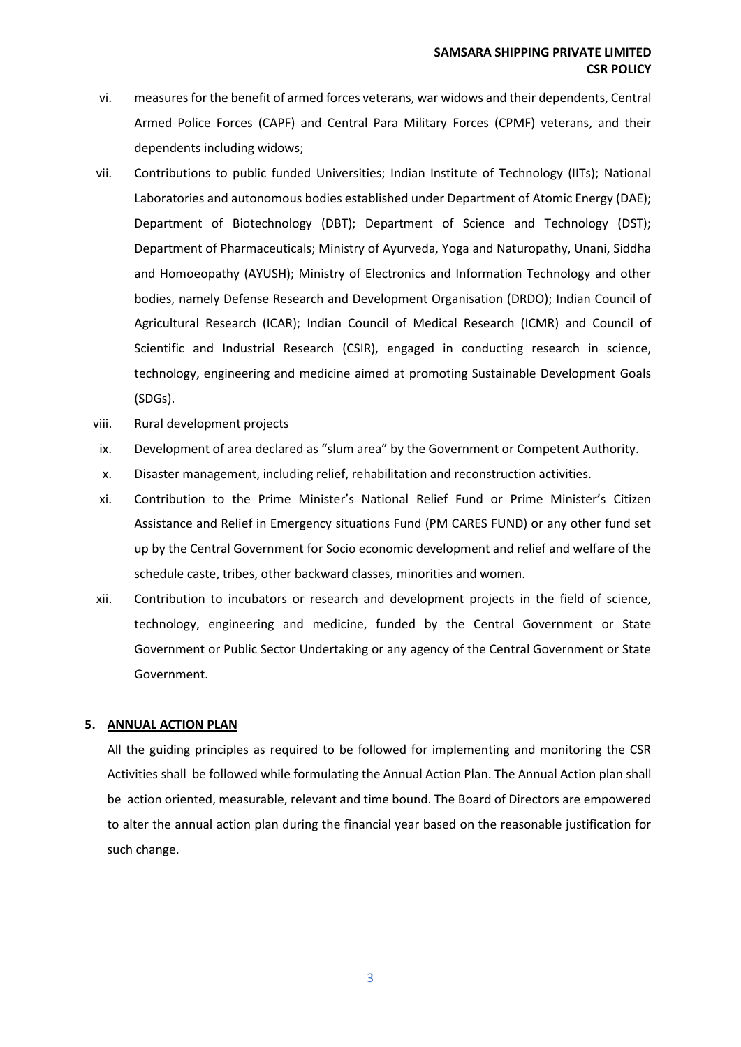vi. measures for the benefit of armed forces veterans, war widows and their dependents, Central Armed Police Forces (CAPF) and Central Para Military Forces (CPMF) veterans, and their dependents including widows;

vii. Contributions to public funded Universities; Indian Institute of Technology (IITs); National Laboratories and autonomous bodies established under Department of Atomic Energy (DAE); Department of Biotechnology (DBT); Department of Science and Technology (DST); Department of Pharmaceuticals; Ministry of Ayurveda, Yoga and Naturopathy, Unani, Siddha and Homoeopathy (AYUSH); Ministry of Electronics and Information Technology and other bodies, namely Defense Research and Development Organisation (DRDO); Indian Council of Agricultural Research (ICAR); Indian Council of Medical Research (ICMR) and Council of Scientific and Industrial Research (CSIR), engaged in conducting research in science, technology, engineering and medicine aimed at promoting Sustainable Development Goals (SDGs).

viii. Rural development projects

ix. Development of area declared as "slum area" by the Government or Competent Authority.

x. Disaster management, including relief, rehabilitation and reconstruction activities.

xi. Contribution to the Prime Minister's National Relief Fund or Prime Minister's Citizen Assistance and Relief in Emergency situations Fund (PM CARES FUND) or any other fund set up by the Central Government for Socio economic development and relief and welfare of the schedule caste, tribes, other backward classes, minorities and women.

xii. Contribution to incubators or research and development projects in the field of science, technology, engineering and medicine, funded by the Central Government or State Government or Public Sector Undertaking or any agency of the Central Government or State Government.

## 5. ANNUAL ACTION PLAN

All the guiding principles as required to be followed for implementing and monitoring the CSR Activities shall be followed while formulating the Annual Action Plan. The Annual Action plan shall be action oriented, measurable, relevant and time bound. The Board of Directors are empowered to alter the annual action plan during the financial year based on the reasonable justification for such change.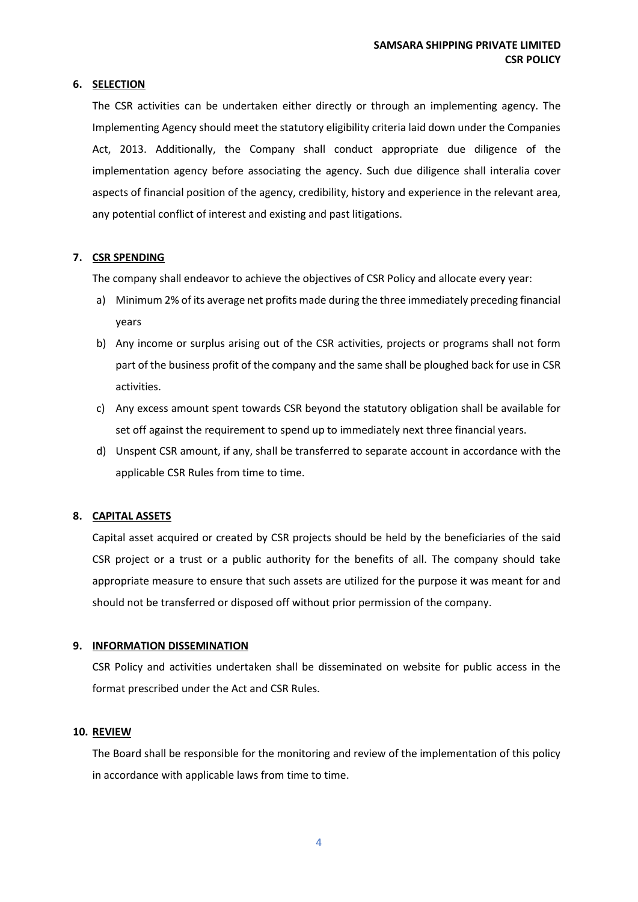## 6. SELECTION

The CSR activities can be undertaken either directly or through an implementing agency. The Implementing Agency should meet the statutory eligibility criteria laid down under the Companies Act, 2013. Additionally, the Company shall conduct appropriate due diligence of the implementation agency before associating the agency. Such due diligence shall interalia cover aspects of financial position of the agency, credibility, history and experience in the relevant area, any potential conflict of interest and existing and past litigations.

## 7. CSR SPENDING

The company shall endeavor to achieve the objectives of CSR Policy and allocate every year:

a) Minimum 2% of its average net profits made during the three immediately preceding financial years

b) Any income or surplus arising out of the CSR activities, projects or programs shall not form part of the business profit of the company and the same shall be ploughed back for use in CSR activities.

c) Any excess amount spent towards CSR beyond the statutory obligation shall be available for set off against the requirement to spend up to immediately next three financial years.

d) Unspent CSR amount, if any, shall be transferred to separate account in accordance with the applicable CSR Rules from time to time.

## 8. CAPITAL ASSETS

Capital asset acquired or created by CSR projects should be held by the beneficiaries of the said CSR project or a trust or a public authority for the benefits of all. The company should take appropriate measure to ensure that such assets are utilized for the purpose it was meant for and should not be transferred or disposed off without prior permission of the company.

## 9. INFORMATION DISSEMINATION

CSR Policy and activities undertaken shall be disseminated on website for public access in the format prescribed under the Act and CSR Rules.

## 10. REVIEW

The Board shall be responsible for the monitoring and review of the implementation of this policy in accordance with applicable laws from time to time.